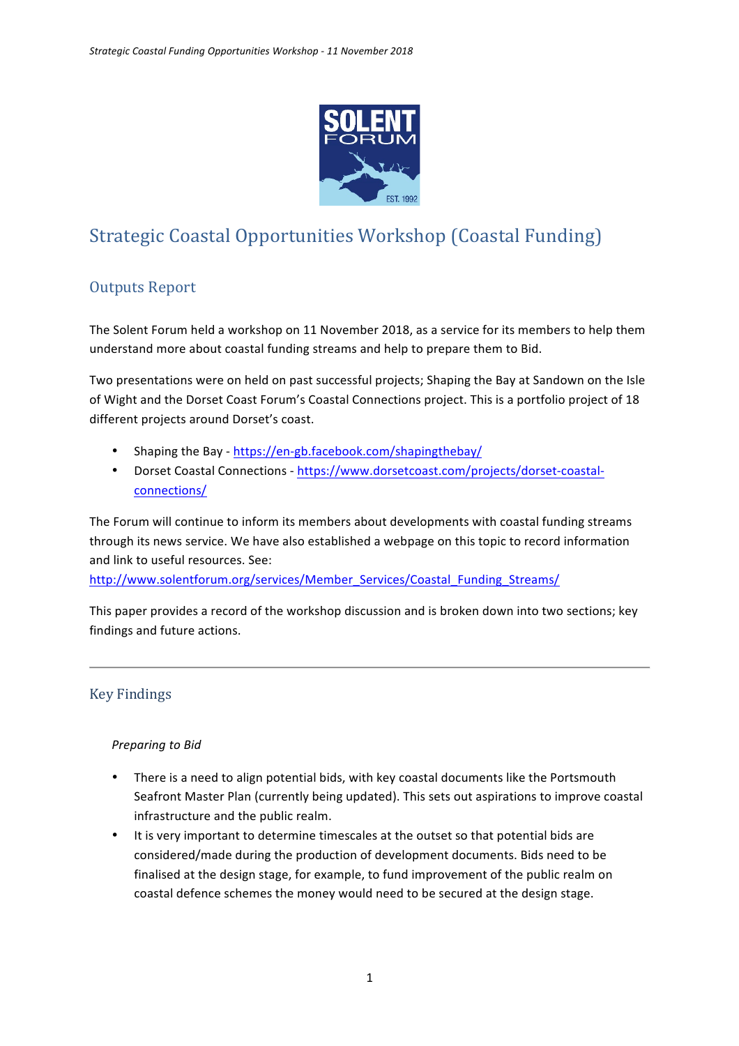# Strategic Coastal Opportunities Workshop (Coastal Funding)

## Outputs Report

The Solent Forum held a workshop on 11 November 2018, as a service for its members to help them understand more about coastal funding streams and help to prepare them to Bid.

Two presentations were on held on past successful projects; Shaping the Bay at Sandown on the Isle of Wight and the Dorset Coast Forum's Coastal Connections project. This is a portfolio project of 18 different projects around Dorset's coast.

- Shaping the Bay - https://en-gb.facebook.com/shapingthebay/
- Dorset Coastal Connections - https://www.dorsetcoast.com/projects/dorset-coastal-connections/

The Forum will continue to inform its members about developments with coastal funding streams through its news service. We have also established a webpage on this topic to record information and link to useful resources. See: http://www.solentforum.org/services/Member_Services/Coastal_Funding_Streams/

This paper provides a record of the workshop discussion and is broken down into two sections; key findings and future actions.

---

## Key Findings

*Preparing to Bid*

- There is a need to align potential bids, with key coastal documents like the Portsmouth Seafront Master Plan (currently being updated). This sets out aspirations to improve coastal infrastructure and the public realm.
- It is very important to determine timescales at the outset so that potential bids are considered/made during the production of development documents. Bids need to be finalised at the design stage, for example, to fund improvement of the public realm on coastal defence schemes the money would need to be secured at the design stage.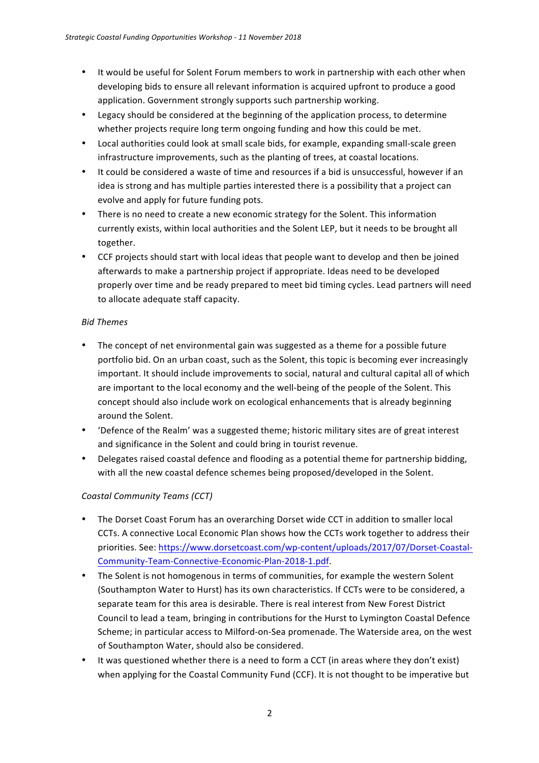- It would be useful for Solent Forum members to work in partnership with each other when developing bids to ensure all relevant information is acquired upfront to produce a good application. Government strongly supports such partnership working.
- Legacy should be considered at the beginning of the application process, to determine whether projects require long term ongoing funding and how this could be met.
- Local authorities could look at small scale bids, for example, expanding small-scale green infrastructure improvements, such as the planting of trees, at coastal locations.
- It could be considered a waste of time and resources if a bid is unsuccessful, however if an idea is strong and has multiple parties interested there is a possibility that a project can evolve and apply for future funding pots.
- There is no need to create a new economic strategy for the Solent. This information currently exists, within local authorities and the Solent LEP, but it needs to be brought all together.
- CCF projects should start with local ideas that people want to develop and then be joined afterwards to make a partnership project if appropriate. Ideas need to be developed properly over time and be ready prepared to meet bid timing cycles. Lead partners will need to allocate adequate staff capacity.

*Bid Themes*

- The concept of net environmental gain was suggested as a theme for a possible future portfolio bid. On an urban coast, such as the Solent, this topic is becoming ever increasingly important. It should include improvements to social, natural and cultural capital all of which are important to the local economy and the well-being of the people of the Solent. This concept should also include work on ecological enhancements that is already beginning around the Solent.
- 'Defence of the Realm' was a suggested theme; historic military sites are of great interest and significance in the Solent and could bring in tourist revenue.
- Delegates raised coastal defence and flooding as a potential theme for partnership bidding, with all the new coastal defence schemes being proposed/developed in the Solent.

*Coastal Community Teams (CCT)*

- The Dorset Coast Forum has an overarching Dorset wide CCT in addition to smaller local CCTs. A connective Local Economic Plan shows how the CCTs work together to address their priorities. See: [https://www.dorsetcoast.com/wp-content/uploads/2017/07/Dorset-Coastal-Community-Team-Connective-Economic-Plan-2018-1.pdf](https://www.dorsetcoast.com/wp-content/uploads/2017/07/Dorset-Coastal-Community-Team-Connective-Economic-Plan-2018-1.pdf).
- The Solent is not homogenous in terms of communities, for example the western Solent (Southampton Water to Hurst) has its own characteristics. If CCTs were to be considered, a separate team for this area is desirable. There is real interest from New Forest District Council to lead a team, bringing in contributions for the Hurst to Lymington Coastal Defence Scheme; in particular access to Milford-on-Sea promenade. The Waterside area, on the west of Southampton Water, should also be considered.
- It was questioned whether there is a need to form a CCT (in areas where they don't exist) when applying for the Coastal Community Fund (CCF). It is not thought to be imperative but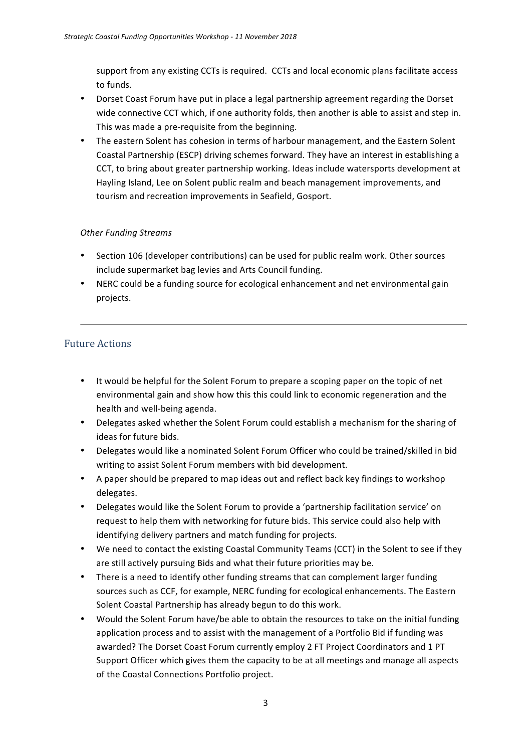support from any existing CCTs is required. CCTs and local economic plans facilitate access to funds.

- Dorset Coast Forum have put in place a legal partnership agreement regarding the Dorset wide connective CCT which, if one authority folds, then another is able to assist and step in. This was made a pre-requisite from the beginning.
- The eastern Solent has cohesion in terms of harbour management, and the Eastern Solent Coastal Partnership (ESCP) driving schemes forward. They have an interest in establishing a CCT, to bring about greater partnership working. Ideas include watersports development at Hayling Island, Lee on Solent public realm and beach management improvements, and tourism and recreation improvements in Seafield, Gosport.

*Other Funding Streams*

- Section 106 (developer contributions) can be used for public realm work. Other sources include supermarket bag levies and Arts Council funding.
- NERC could be a funding source for ecological enhancement and net environmental gain projects.

---

## Future Actions

- It would be helpful for the Solent Forum to prepare a scoping paper on the topic of net environmental gain and show how this this could link to economic regeneration and the health and well-being agenda.
- Delegates asked whether the Solent Forum could establish a mechanism for the sharing of ideas for future bids.
- Delegates would like a nominated Solent Forum Officer who could be trained/skilled in bid writing to assist Solent Forum members with bid development.
- A paper should be prepared to map ideas out and reflect back key findings to workshop delegates.
- Delegates would like the Solent Forum to provide a 'partnership facilitation service' on request to help them with networking for future bids. This service could also help with identifying delivery partners and match funding for projects.
- We need to contact the existing Coastal Community Teams (CCT) in the Solent to see if they are still actively pursuing Bids and what their future priorities may be.
- There is a need to identify other funding streams that can complement larger funding sources such as CCF, for example, NERC funding for ecological enhancements. The Eastern Solent Coastal Partnership has already begun to do this work.
- Would the Solent Forum have/be able to obtain the resources to take on the initial funding application process and to assist with the management of a Portfolio Bid if funding was awarded? The Dorset Coast Forum currently employ 2 FT Project Coordinators and 1 PT Support Officer which gives them the capacity to be at all meetings and manage all aspects of the Coastal Connections Portfolio project.